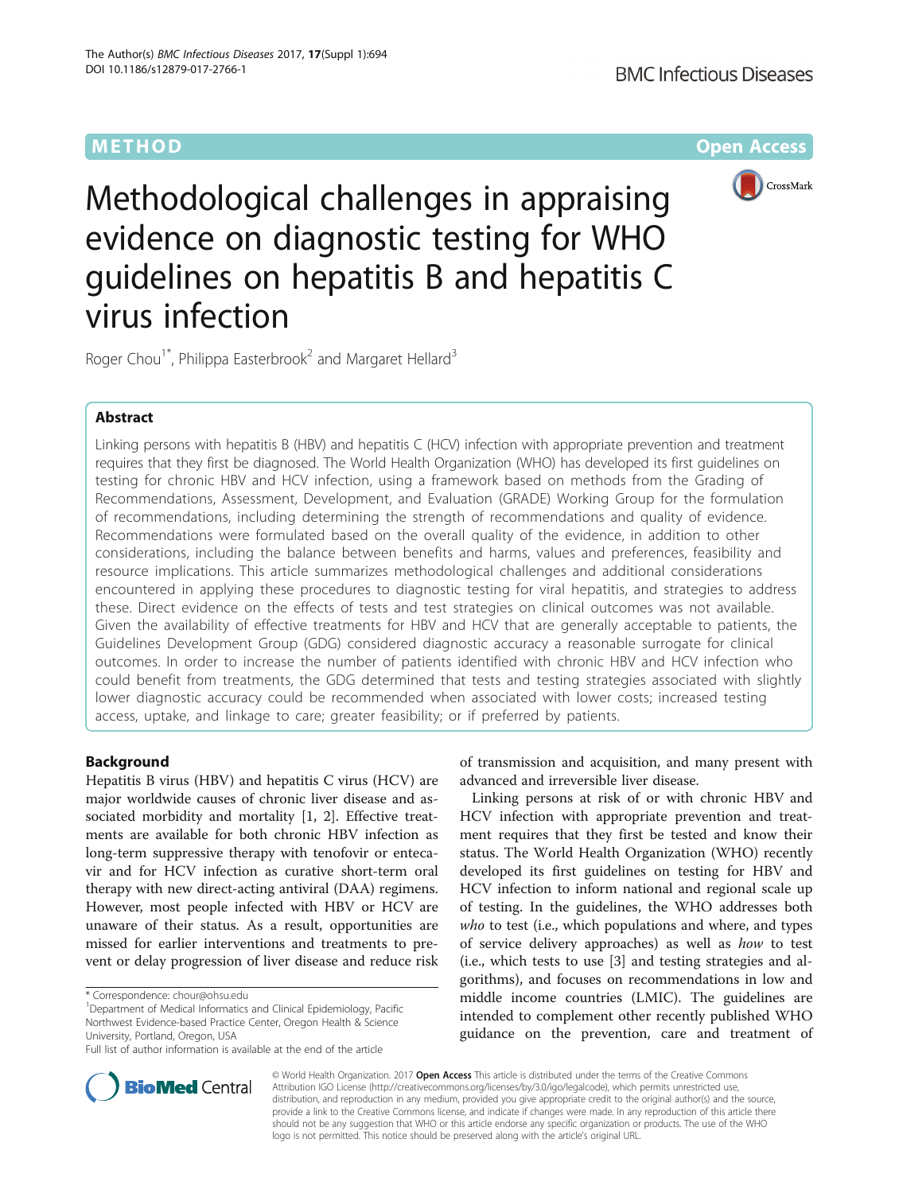METHOD **Open Access**

# Methodological challenges in appraising evidence on diagnostic testing for WHO guidelines on hepatitis B and hepatitis C virus infection

Roger Chou[1*], Philippa Easterbrook[2] and Margaret Hellard[3]

## Abstract

Linking persons with hepatitis B (HBV) and hepatitis C (HCV) infection with appropriate prevention and treatment requires that they first be diagnosed. The World Health Organization (WHO) has developed its first guidelines on testing for chronic HBV and HCV infection, using a framework based on methods from the Grading of Recommendations, Assessment, Development, and Evaluation (GRADE) Working Group for the formulation of recommendations, including determining the strength of recommendations and quality of evidence. Recommendations were formulated based on the overall quality of the evidence, in addition to other considerations, including the balance between benefits and harms, values and preferences, feasibility and resource implications. This article summarizes methodological challenges and additional considerations encountered in applying these procedures to diagnostic testing for viral hepatitis, and strategies to address these. Direct evidence on the effects of tests and test strategies on clinical outcomes was not available. Given the availability of effective treatments for HBV and HCV that are generally acceptable to patients, the Guidelines Development Group (GDG) considered diagnostic accuracy a reasonable surrogate for clinical outcomes. In order to increase the number of patients identified with chronic HBV and HCV infection who could benefit from treatments, the GDG determined that tests and testing strategies associated with slightly lower diagnostic accuracy could be recommended when associated with lower costs; increased testing access, uptake, and linkage to care; greater feasibility; or if preferred by patients.

## Background

Hepatitis B virus (HBV) and hepatitis C virus (HCV) are major worldwide causes of chronic liver disease and associated morbidity and mortality [1, 2]. Effective treatments are available for both chronic HBV infection as long-term suppressive therapy with tenofovir or entecavir and for HCV infection as curative short-term oral therapy with new direct-acting antiviral (DAA) regimens. However, most people infected with HBV or HCV are unaware of their status. As a result, opportunities are missed for earlier interventions and treatments to prevent or delay progression of liver disease and reduce risk of transmission and acquisition, and many present with advanced and irreversible liver disease.

Linking persons at risk of or with chronic HBV and HCV infection with appropriate prevention and treatment requires that they first be tested and know their status. The World Health Organization (WHO) recently developed its first guidelines on testing for HBV and HCV infection to inform national and regional scale up of testing. In the guidelines, the WHO addresses both *who* to test (i.e., which populations and where, and types of service delivery approaches) as well as *how* to test (i.e., which tests to use [3] and testing strategies and algorithms), and focuses on recommendations in low and middle income countries (LMIC). The guidelines are intended to complement other recently published WHO guidance on the prevention, care and treatment of

\* Correspondence: chour@ohsu.edu
[1]Department of Medical Informatics and Clinical Epidemiology, Pacific Northwest Evidence-based Practice Center, Oregon Health & Science University, Portland, Oregon, USA
Full list of author information is available at the end of the article

© World Health Organization. 2017 **Open Access** This article is distributed under the terms of the Creative Commons Attribution IGO License (http://creativecommons.org/licenses/by/3.0/igo/legalcode), which permits unrestricted use, distribution, and reproduction in any medium, provided you give appropriate credit to the original author(s) and the source, provide a link to the Creative Commons license, and indicate if changes were made. In any reproduction of this article there should not be any suggestion that WHO or this article endorse any specific organization or products. The use of the WHO logo is not permitted. This notice should be preserved along with the article's original URL.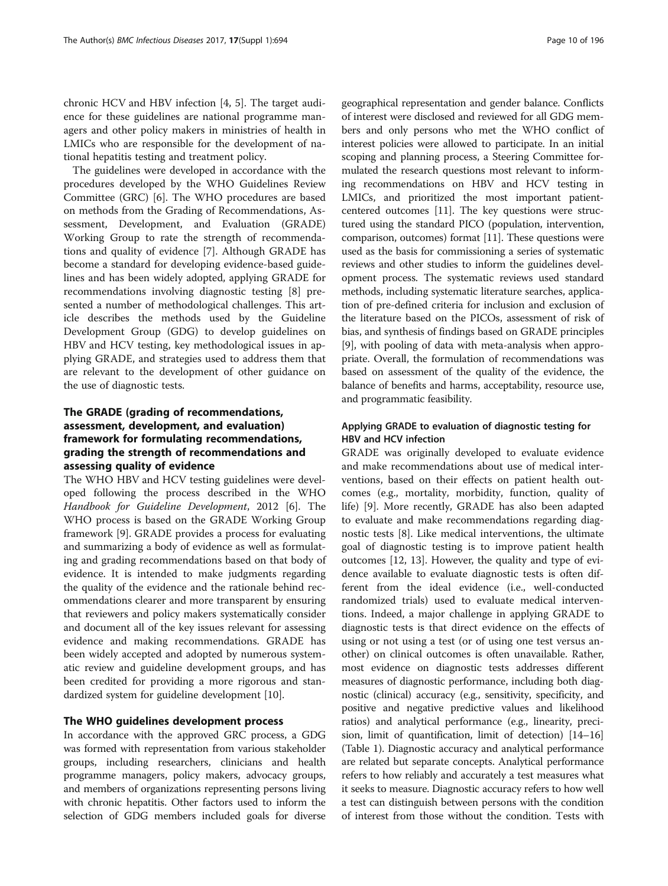chronic HCV and HBV infection [4, 5]. The target audience for these guidelines are national programme managers and other policy makers in ministries of health in LMICs who are responsible for the development of national hepatitis testing and treatment policy.

The guidelines were developed in accordance with the procedures developed by the WHO Guidelines Review Committee (GRC) [6]. The WHO procedures are based on methods from the Grading of Recommendations, Assessment, Development, and Evaluation (GRADE) Working Group to rate the strength of recommendations and quality of evidence [7]. Although GRADE has become a standard for developing evidence-based guidelines and has been widely adopted, applying GRADE for recommendations involving diagnostic testing [8] presented a number of methodological challenges. This article describes the methods used by the Guideline Development Group (GDG) to develop guidelines on HBV and HCV testing, key methodological issues in applying GRADE, and strategies used to address them that are relevant to the development of other guidance on the use of diagnostic tests.

## The GRADE (grading of recommendations, assessment, development, and evaluation) framework for formulating recommendations, grading the strength of recommendations and assessing quality of evidence

The WHO HBV and HCV testing guidelines were developed following the process described in the WHO *Handbook for Guideline Development*, 2012 [6]. The WHO process is based on the GRADE Working Group framework [9]. GRADE provides a process for evaluating and summarizing a body of evidence as well as formulating and grading recommendations based on that body of evidence. It is intended to make judgments regarding the quality of the evidence and the rationale behind recommendations clearer and more transparent by ensuring that reviewers and policy makers systematically consider and document all of the key issues relevant for assessing evidence and making recommendations. GRADE has been widely accepted and adopted by numerous systematic review and guideline development groups, and has been credited for providing a more rigorous and standardized system for guideline development [10].

## The WHO guidelines development process

In accordance with the approved GRC process, a GDG was formed with representation from various stakeholder groups, including researchers, clinicians and health programme managers, policy makers, advocacy groups, and members of organizations representing persons living with chronic hepatitis. Other factors used to inform the selection of GDG members included goals for diverse geographical representation and gender balance. Conflicts of interest were disclosed and reviewed for all GDG members and only persons who met the WHO conflict of interest policies were allowed to participate. In an initial scoping and planning process, a Steering Committee formulated the research questions most relevant to informing recommendations on HBV and HCV testing in LMICs, and prioritized the most important patient-centered outcomes [11]. The key questions were structured using the standard PICO (population, intervention, comparison, outcomes) format [11]. These questions were used as the basis for commissioning a series of systematic reviews and other studies to inform the guidelines development process. The systematic reviews used standard methods, including systematic literature searches, application of pre-defined criteria for inclusion and exclusion of the literature based on the PICOs, assessment of risk of bias, and synthesis of findings based on GRADE principles [9], with pooling of data with meta-analysis when appropriate. Overall, the formulation of recommendations was based on assessment of the quality of the evidence, the balance of benefits and harms, acceptability, resource use, and programmatic feasibility.

### Applying GRADE to evaluation of diagnostic testing for HBV and HCV infection

GRADE was originally developed to evaluate evidence and make recommendations about use of medical interventions, based on their effects on patient health outcomes (e.g., mortality, morbidity, function, quality of life) [9]. More recently, GRADE has also been adapted to evaluate and make recommendations regarding diagnostic tests [8]. Like medical interventions, the ultimate goal of diagnostic testing is to improve patient health outcomes [12, 13]. However, the quality and type of evidence available to evaluate diagnostic tests is often different from the ideal evidence (i.e., well-conducted randomized trials) used to evaluate medical interventions. Indeed, a major challenge in applying GRADE to diagnostic tests is that direct evidence on the effects of using or not using a test (or of using one test versus another) on clinical outcomes is often unavailable. Rather, most evidence on diagnostic tests addresses different measures of diagnostic performance, including both diagnostic (clinical) accuracy (e.g., sensitivity, specificity, and positive and negative predictive values and likelihood ratios) and analytical performance (e.g., linearity, precision, limit of quantification, limit of detection) [14–16] (Table 1). Diagnostic accuracy and analytical performance are related but separate concepts. Analytical performance refers to how reliably and accurately a test measures what it seeks to measure. Diagnostic accuracy refers to how well a test can distinguish between persons with the condition of interest from those without the condition. Tests with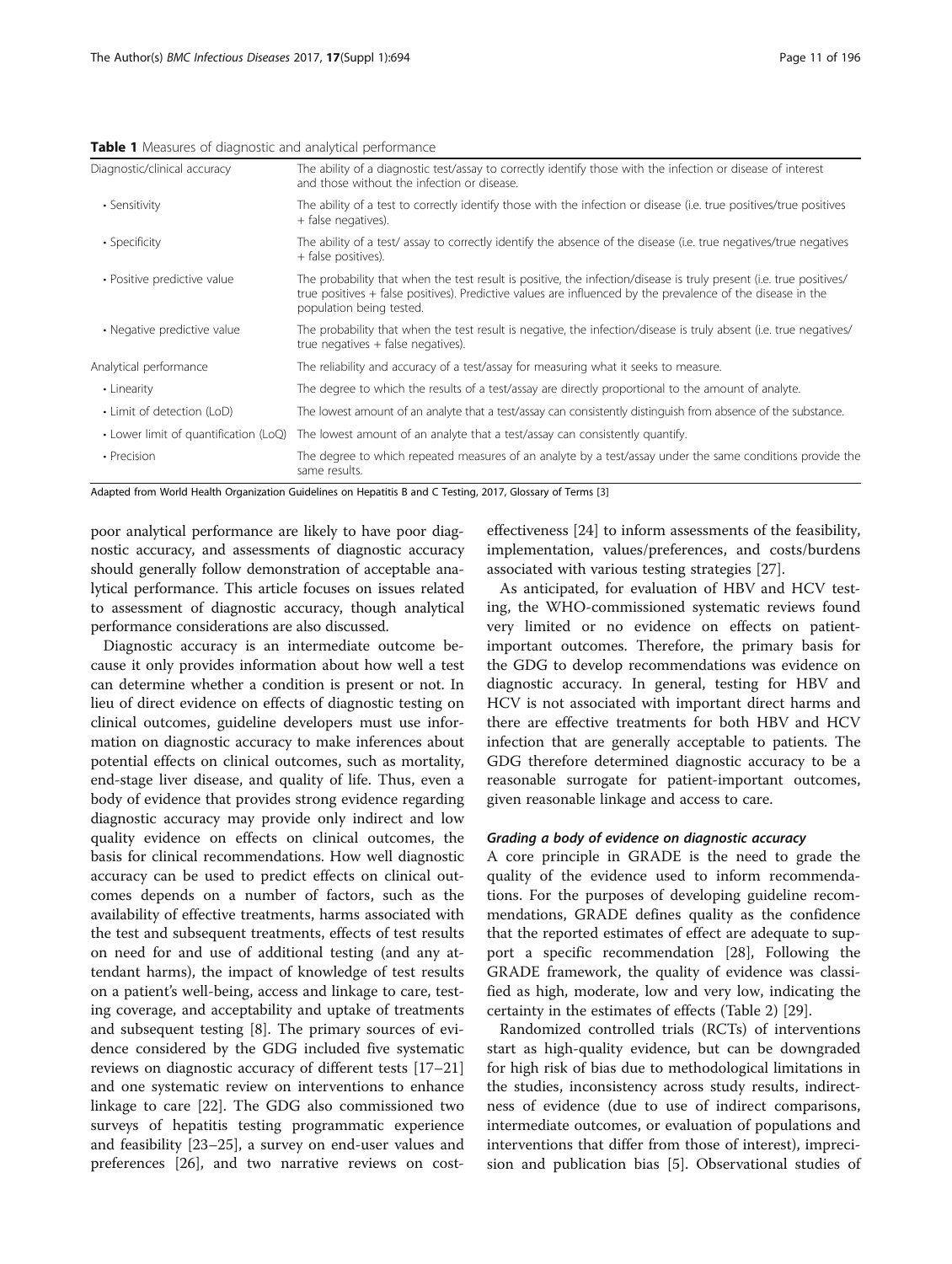**Table 1** Measures of diagnostic and analytical performance

| | |
|---|---|
| Diagnostic/clinical accuracy | The ability of a diagnostic test/assay to correctly identify those with the infection or disease of interest and those without the infection or disease. |
| • Sensitivity | The ability of a test to correctly identify those with the infection or disease (i.e. true positives/true positives + false negatives). |
| • Specificity | The ability of a test/ assay to correctly identify the absence of the disease (i.e. true negatives/true negatives + false positives). |
| • Positive predictive value | The probability that when the test result is positive, the infection/disease is truly present (i.e. true positives/ true positives + false positives). Predictive values are influenced by the prevalence of the disease in the population being tested. |
| • Negative predictive value | The probability that when the test result is negative, the infection/disease is truly absent (i.e. true negatives/ true negatives + false negatives). |
| Analytical performance | The reliability and accuracy of a test/assay for measuring what it seeks to measure. |
| • Linearity | The degree to which the results of a test/assay are directly proportional to the amount of analyte. |
| • Limit of detection (LoD) | The lowest amount of an analyte that a test/assay can consistently distinguish from absence of the substance. |
| • Lower limit of quantification (LoQ) | The lowest amount of an analyte that a test/assay can consistently quantify. |
| • Precision | The degree to which repeated measures of an analyte by a test/assay under the same conditions provide the same results. |

Adapted from World Health Organization Guidelines on Hepatitis B and C Testing, 2017, Glossary of Terms [3]

poor analytical performance are likely to have poor diagnostic accuracy, and assessments of diagnostic accuracy should generally follow demonstration of acceptable analytical performance. This article focuses on issues related to assessment of diagnostic accuracy, though analytical performance considerations are also discussed.

Diagnostic accuracy is an intermediate outcome because it only provides information about how well a test can determine whether a condition is present or not. In lieu of direct evidence on effects of diagnostic testing on clinical outcomes, guideline developers must use information on diagnostic accuracy to make inferences about potential effects on clinical outcomes, such as mortality, end-stage liver disease, and quality of life. Thus, even a body of evidence that provides strong evidence regarding diagnostic accuracy may provide only indirect and low quality evidence on effects on clinical outcomes, the basis for clinical recommendations. How well diagnostic accuracy can be used to predict effects on clinical outcomes depends on a number of factors, such as the availability of effective treatments, harms associated with the test and subsequent treatments, effects of test results on need for and use of additional testing (and any attendant harms), the impact of knowledge of test results on a patient's well-being, access and linkage to care, testing coverage, and acceptability and uptake of treatments and subsequent testing [8]. The primary sources of evidence considered by the GDG included five systematic reviews on diagnostic accuracy of different tests [17–21] and one systematic review on interventions to enhance linkage to care [22]. The GDG also commissioned two surveys of hepatitis testing programmatic experience and feasibility [23–25], a survey on end-user values and preferences [26], and two narrative reviews on cost-effectiveness [24] to inform assessments of the feasibility, implementation, values/preferences, and costs/burdens associated with various testing strategies [27].

As anticipated, for evaluation of HBV and HCV testing, the WHO-commissioned systematic reviews found very limited or no evidence on effects on patient-important outcomes. Therefore, the primary basis for the GDG to develop recommendations was evidence on diagnostic accuracy. In general, testing for HBV and HCV is not associated with important direct harms and there are effective treatments for both HBV and HCV infection that are generally acceptable to patients. The GDG therefore determined diagnostic accuracy to be a reasonable surrogate for patient-important outcomes, given reasonable linkage and access to care.

#### *Grading a body of evidence on diagnostic accuracy*

A core principle in GRADE is the need to grade the quality of the evidence used to inform recommendations. For the purposes of developing guideline recommendations, GRADE defines quality as the confidence that the reported estimates of effect are adequate to support a specific recommendation [28], Following the GRADE framework, the quality of evidence was classified as high, moderate, low and very low, indicating the certainty in the estimates of effects (Table 2) [29].

Randomized controlled trials (RCTs) of interventions start as high-quality evidence, but can be downgraded for high risk of bias due to methodological limitations in the studies, inconsistency across study results, indirectness of evidence (due to use of indirect comparisons, intermediate outcomes, or evaluation of populations and interventions that differ from those of interest), imprecision and publication bias [5]. Observational studies of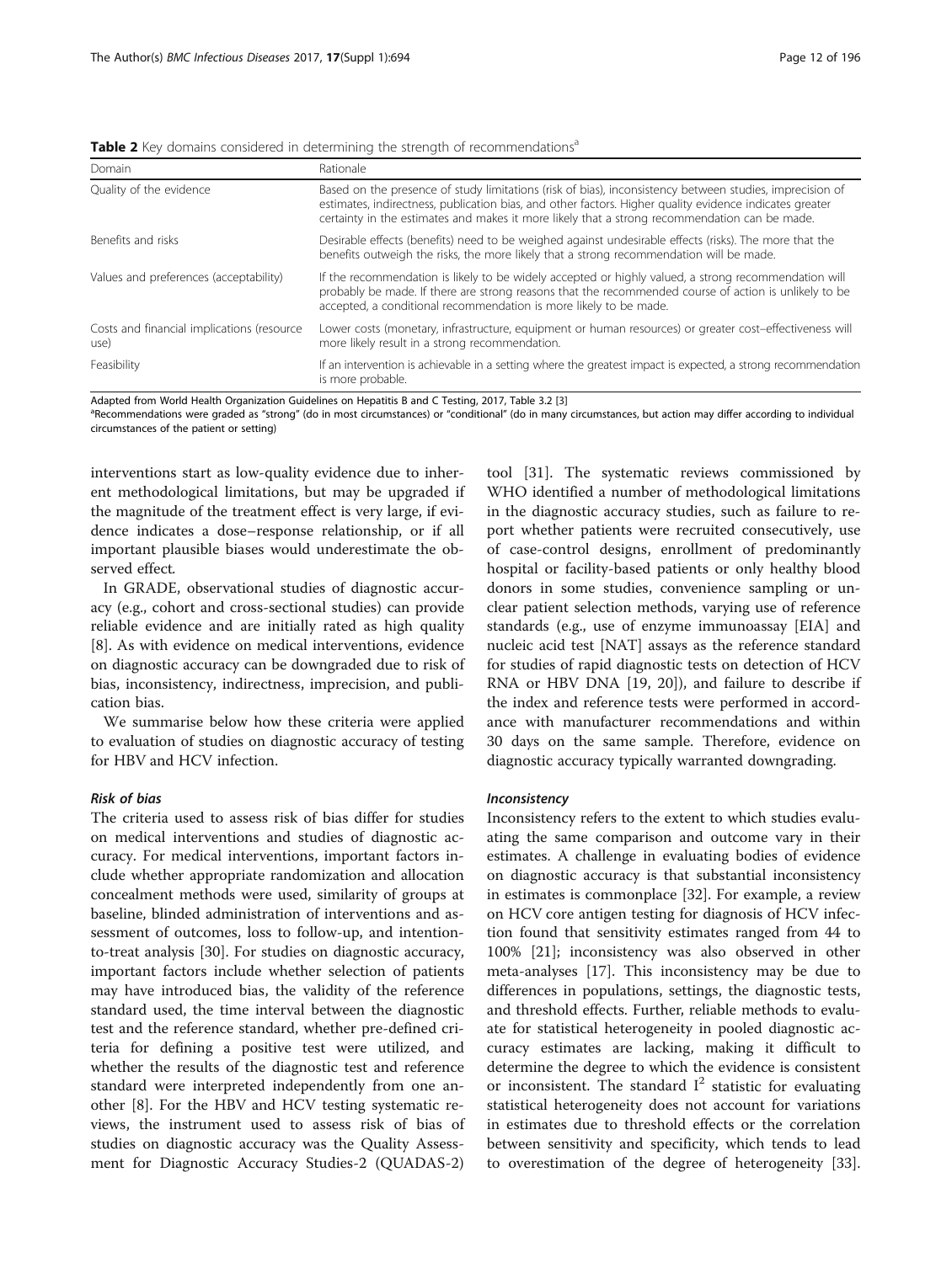**Table 2** Key domains considered in determining the strength of recommendations[a]

| Domain | Rationale |
| --- | --- |
| Quality of the evidence | Based on the presence of study limitations (risk of bias), inconsistency between studies, imprecision of estimates, indirectness, publication bias, and other factors. Higher quality evidence indicates greater certainty in the estimates and makes it more likely that a strong recommendation can be made. |
| Benefits and risks | Desirable effects (benefits) need to be weighed against undesirable effects (risks). The more that the benefits outweigh the risks, the more likely that a strong recommendation will be made. |
| Values and preferences (acceptability) | If the recommendation is likely to be widely accepted or highly valued, a strong recommendation will probably be made. If there are strong reasons that the recommended course of action is unlikely to be accepted, a conditional recommendation is more likely to be made. |
| Costs and financial implications (resource use) | Lower costs (monetary, infrastructure, equipment or human resources) or greater cost–effectiveness will more likely result in a strong recommendation. |
| Feasibility | If an intervention is achievable in a setting where the greatest impact is expected, a strong recommendation is more probable. |

Adapted from World Health Organization Guidelines on Hepatitis B and C Testing, 2017, Table 3.2 [3]

[a]Recommendations were graded as "strong" (do in most circumstances) or "conditional" (do in many circumstances, but action may differ according to individual circumstances of the patient or setting)

interventions start as low-quality evidence due to inherent methodological limitations, but may be upgraded if the magnitude of the treatment effect is very large, if evidence indicates a dose–response relationship, or if all important plausible biases would underestimate the observed effect.

In GRADE, observational studies of diagnostic accuracy (e.g., cohort and cross-sectional studies) can provide reliable evidence and are initially rated as high quality [8]. As with evidence on medical interventions, evidence on diagnostic accuracy can be downgraded due to risk of bias, inconsistency, indirectness, imprecision, and publication bias.

We summarise below how these criteria were applied to evaluation of studies on diagnostic accuracy of testing for HBV and HCV infection.

### *Risk of bias*

The criteria used to assess risk of bias differ for studies on medical interventions and studies of diagnostic accuracy. For medical interventions, important factors include whether appropriate randomization and allocation concealment methods were used, similarity of groups at baseline, blinded administration of interventions and assessment of outcomes, loss to follow-up, and intention-to-treat analysis [30]. For studies on diagnostic accuracy, important factors include whether selection of patients may have introduced bias, the validity of the reference standard used, the time interval between the diagnostic test and the reference standard, whether pre-defined criteria for defining a positive test were utilized, and whether the results of the diagnostic test and reference standard were interpreted independently from one another [8]. For the HBV and HCV testing systematic reviews, the instrument used to assess risk of bias of studies on diagnostic accuracy was the Quality Assessment for Diagnostic Accuracy Studies-2 (QUADAS-2) tool [31]. The systematic reviews commissioned by WHO identified a number of methodological limitations in the diagnostic accuracy studies, such as failure to report whether patients were recruited consecutively, use of case-control designs, enrollment of predominantly hospital or facility-based patients or only healthy blood donors in some studies, convenience sampling or unclear patient selection methods, varying use of reference standards (e.g., use of enzyme immunoassay [EIA] and nucleic acid test [NAT] assays as the reference standard for studies of rapid diagnostic tests on detection of HCV RNA or HBV DNA [19, 20]), and failure to describe if the index and reference tests were performed in accordance with manufacturer recommendations and within 30 days on the same sample. Therefore, evidence on diagnostic accuracy typically warranted downgrading.

### *Inconsistency*

Inconsistency refers to the extent to which studies evaluating the same comparison and outcome vary in their estimates. A challenge in evaluating bodies of evidence on diagnostic accuracy is that substantial inconsistency in estimates is commonplace [32]. For example, a review on HCV core antigen testing for diagnosis of HCV infection found that sensitivity estimates ranged from 44 to 100% [21]; inconsistency was also observed in other meta-analyses [17]. This inconsistency may be due to differences in populations, settings, the diagnostic tests, and threshold effects. Further, reliable methods to evaluate for statistical heterogeneity in pooled diagnostic accuracy estimates are lacking, making it difficult to determine the degree to which the evidence is consistent or inconsistent. The standard $I^2$ statistic for evaluating statistical heterogeneity does not account for variations in estimates due to threshold effects or the correlation between sensitivity and specificity, which tends to lead to overestimation of the degree of heterogeneity [33].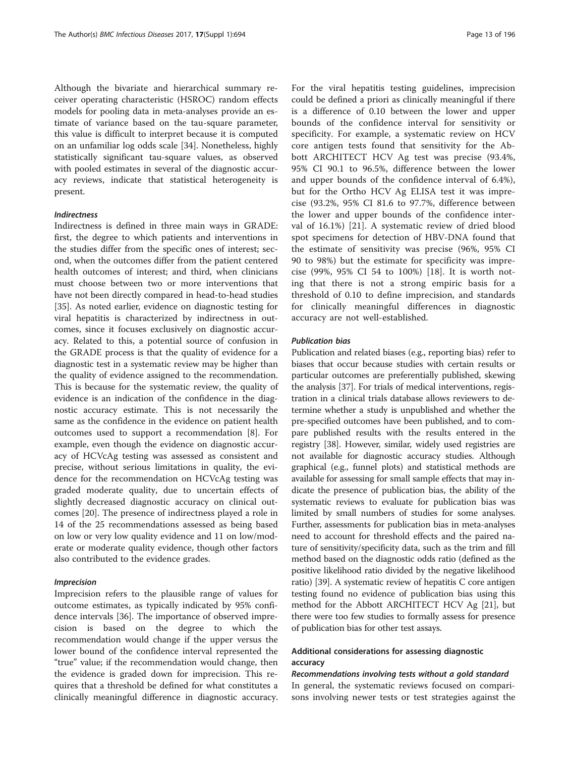Although the bivariate and hierarchical summary receiver operating characteristic (HSROC) random effects models for pooling data in meta-analyses provide an estimate of variance based on the tau-square parameter, this value is difficult to interpret because it is computed on an unfamiliar log odds scale [34]. Nonetheless, highly statistically significant tau-square values, as observed with pooled estimates in several of the diagnostic accuracy reviews, indicate that statistical heterogeneity is present.

#### *Indirectness*

Indirectness is defined in three main ways in GRADE: first, the degree to which patients and interventions in the studies differ from the specific ones of interest; second, when the outcomes differ from the patient centered health outcomes of interest; and third, when clinicians must choose between two or more interventions that have not been directly compared in head-to-head studies [35]. As noted earlier, evidence on diagnostic testing for viral hepatitis is characterized by indirectness in outcomes, since it focuses exclusively on diagnostic accuracy. Related to this, a potential source of confusion in the GRADE process is that the quality of evidence for a diagnostic test in a systematic review may be higher than the quality of evidence assigned to the recommendation. This is because for the systematic review, the quality of evidence is an indication of the confidence in the diagnostic accuracy estimate. This is not necessarily the same as the confidence in the evidence on patient health outcomes used to support a recommendation [8]. For example, even though the evidence on diagnostic accuracy of HCVcAg testing was assessed as consistent and precise, without serious limitations in quality, the evidence for the recommendation on HCVcAg testing was graded moderate quality, due to uncertain effects of slightly decreased diagnostic accuracy on clinical outcomes [20]. The presence of indirectness played a role in 14 of the 25 recommendations assessed as being based on low or very low quality evidence and 11 on low/moderate or moderate quality evidence, though other factors also contributed to the evidence grades.

#### *Imprecision*

Imprecision refers to the plausible range of values for outcome estimates, as typically indicated by 95% confidence intervals [36]. The importance of observed imprecision is based on the degree to which the recommendation would change if the upper versus the lower bound of the confidence interval represented the "true" value; if the recommendation would change, then the evidence is graded down for imprecision. This requires that a threshold be defined for what constitutes a clinically meaningful difference in diagnostic accuracy. For the viral hepatitis testing guidelines, imprecision could be defined a priori as clinically meaningful if there is a difference of 0.10 between the lower and upper bounds of the confidence interval for sensitivity or specificity. For example, a systematic review on HCV core antigen tests found that sensitivity for the Abbott ARCHITECT HCV Ag test was precise (93.4%, 95% CI 90.1 to 96.5%, difference between the lower and upper bounds of the confidence interval of 6.4%), but for the Ortho HCV Ag ELISA test it was imprecise (93.2%, 95% CI 81.6 to 97.7%, difference between the lower and upper bounds of the confidence interval of 16.1%) [21]. A systematic review of dried blood spot specimens for detection of HBV-DNA found that the estimate of sensitivity was precise (96%, 95% CI 90 to 98%) but the estimate for specificity was imprecise (99%, 95% CI 54 to 100%) [18]. It is worth noting that there is not a strong empiric basis for a threshold of 0.10 to define imprecision, and standards for clinically meaningful differences in diagnostic accuracy are not well-established.

#### *Publication bias*

Publication and related biases (e.g., reporting bias) refer to biases that occur because studies with certain results or particular outcomes are preferentially published, skewing the analysis [37]. For trials of medical interventions, registration in a clinical trials database allows reviewers to determine whether a study is unpublished and whether the pre-specified outcomes have been published, and to compare published results with the results entered in the registry [38]. However, similar, widely used registries are not available for diagnostic accuracy studies. Although graphical (e.g., funnel plots) and statistical methods are available for assessing for small sample effects that may indicate the presence of publication bias, the ability of the systematic reviews to evaluate for publication bias was limited by small numbers of studies for some analyses. Further, assessments for publication bias in meta-analyses need to account for threshold effects and the paired nature of sensitivity/specificity data, such as the trim and fill method based on the diagnostic odds ratio (defined as the positive likelihood ratio divided by the negative likelihood ratio) [39]. A systematic review of hepatitis C core antigen testing found no evidence of publication bias using this method for the Abbott ARCHITECT HCV Ag [21], but there were too few studies to formally assess for presence of publication bias for other test assays.

### Additional considerations for assessing diagnostic accuracy

#### *Recommendations involving tests without a gold standard*

In general, the systematic reviews focused on comparisons involving newer tests or test strategies against the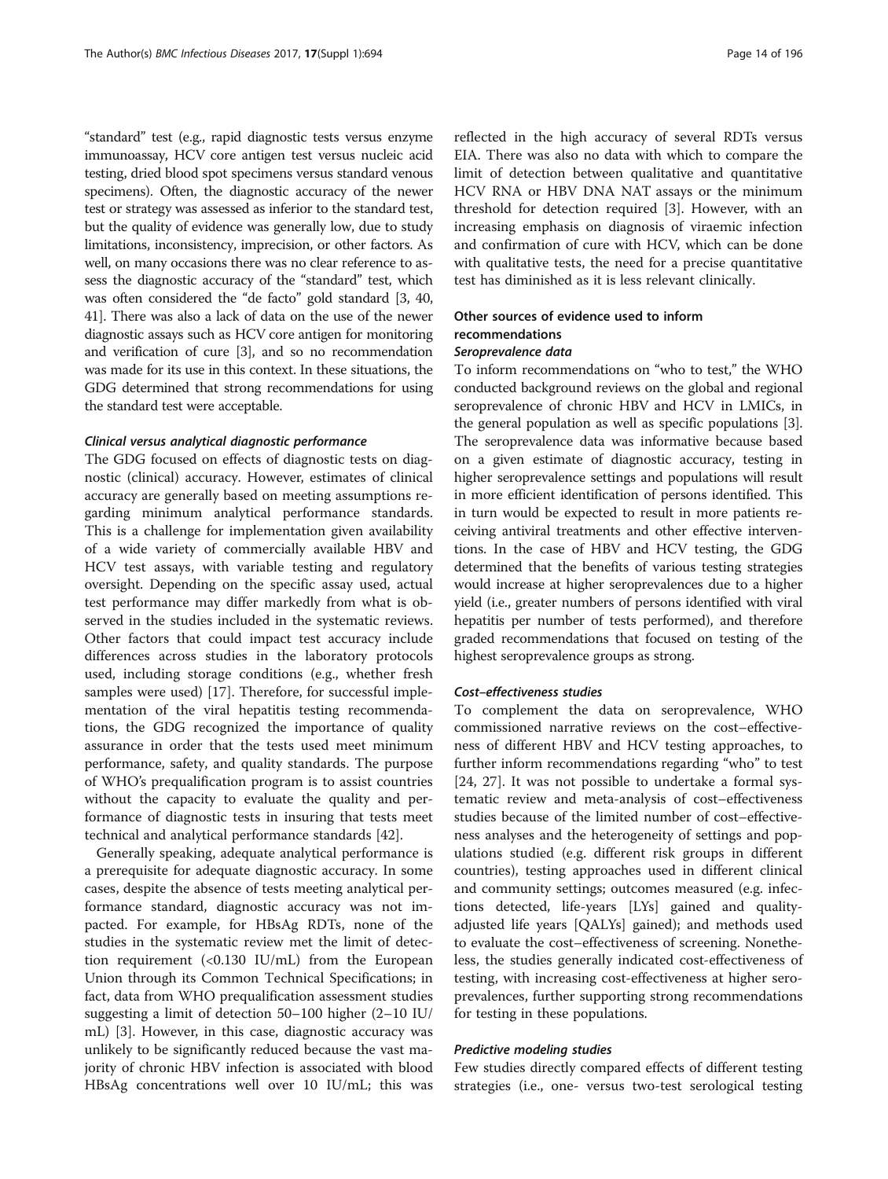"standard" test (e.g., rapid diagnostic tests versus enzyme immunoassay, HCV core antigen test versus nucleic acid testing, dried blood spot specimens versus standard venous specimens). Often, the diagnostic accuracy of the newer test or strategy was assessed as inferior to the standard test, but the quality of evidence was generally low, due to study limitations, inconsistency, imprecision, or other factors. As well, on many occasions there was no clear reference to assess the diagnostic accuracy of the "standard" test, which was often considered the "de facto" gold standard [3, 40, 41]. There was also a lack of data on the use of the newer diagnostic assays such as HCV core antigen for monitoring and verification of cure [3], and so no recommendation was made for its use in this context. In these situations, the GDG determined that strong recommendations for using the standard test were acceptable.

#### *Clinical versus analytical diagnostic performance*

The GDG focused on effects of diagnostic tests on diagnostic (clinical) accuracy. However, estimates of clinical accuracy are generally based on meeting assumptions regarding minimum analytical performance standards. This is a challenge for implementation given availability of a wide variety of commercially available HBV and HCV test assays, with variable testing and regulatory oversight. Depending on the specific assay used, actual test performance may differ markedly from what is observed in the studies included in the systematic reviews. Other factors that could impact test accuracy include differences across studies in the laboratory protocols used, including storage conditions (e.g., whether fresh samples were used) [17]. Therefore, for successful implementation of the viral hepatitis testing recommendations, the GDG recognized the importance of quality assurance in order that the tests used meet minimum performance, safety, and quality standards. The purpose of WHO's prequalification program is to assist countries without the capacity to evaluate the quality and performance of diagnostic tests in insuring that tests meet technical and analytical performance standards [42].

Generally speaking, adequate analytical performance is a prerequisite for adequate diagnostic accuracy. In some cases, despite the absence of tests meeting analytical performance standard, diagnostic accuracy was not impacted. For example, for HBsAg RDTs, none of the studies in the systematic review met the limit of detection requirement (<0.130 IU/mL) from the European Union through its Common Technical Specifications; in fact, data from WHO prequalification assessment studies suggesting a limit of detection 50–100 higher (2–10 IU/mL) [3]. However, in this case, diagnostic accuracy was unlikely to be significantly reduced because the vast majority of chronic HBV infection is associated with blood HBsAg concentrations well over 10 IU/mL; this was reflected in the high accuracy of several RDTs versus EIA. There was also no data with which to compare the limit of detection between qualitative and quantitative HCV RNA or HBV DNA NAT assays or the minimum threshold for detection required [3]. However, with an increasing emphasis on diagnosis of viraemic infection and confirmation of cure with HCV, which can be done with qualitative tests, the need for a precise quantitative test has diminished as it is less relevant clinically.

### Other sources of evidence used to inform recommendations

#### *Seroprevalence data*

To inform recommendations on "who to test," the WHO conducted background reviews on the global and regional seroprevalence of chronic HBV and HCV in LMICs, in the general population as well as specific populations [3]. The seroprevalence data was informative because based on a given estimate of diagnostic accuracy, testing in higher seroprevalence settings and populations will result in more efficient identification of persons identified. This in turn would be expected to result in more patients receiving antiviral treatments and other effective interventions. In the case of HBV and HCV testing, the GDG determined that the benefits of various testing strategies would increase at higher seroprevalences due to a higher yield (i.e., greater numbers of persons identified with viral hepatitis per number of tests performed), and therefore graded recommendations that focused on testing of the highest seroprevalence groups as strong.

#### *Cost–effectiveness studies*

To complement the data on seroprevalence, WHO commissioned narrative reviews on the cost–effectiveness of different HBV and HCV testing approaches, to further inform recommendations regarding "who" to test [24, 27]. It was not possible to undertake a formal systematic review and meta-analysis of cost–effectiveness studies because of the limited number of cost–effectiveness analyses and the heterogeneity of settings and populations studied (e.g. different risk groups in different countries), testing approaches used in different clinical and community settings; outcomes measured (e.g. infections detected, life-years [LYs] gained and quality-adjusted life years [QALYs] gained); and methods used to evaluate the cost–effectiveness of screening. Nonetheless, the studies generally indicated cost-effectiveness of testing, with increasing cost-effectiveness at higher seroprevalences, further supporting strong recommendations for testing in these populations.

#### *Predictive modeling studies*

Few studies directly compared effects of different testing strategies (i.e., one- versus two-test serological testing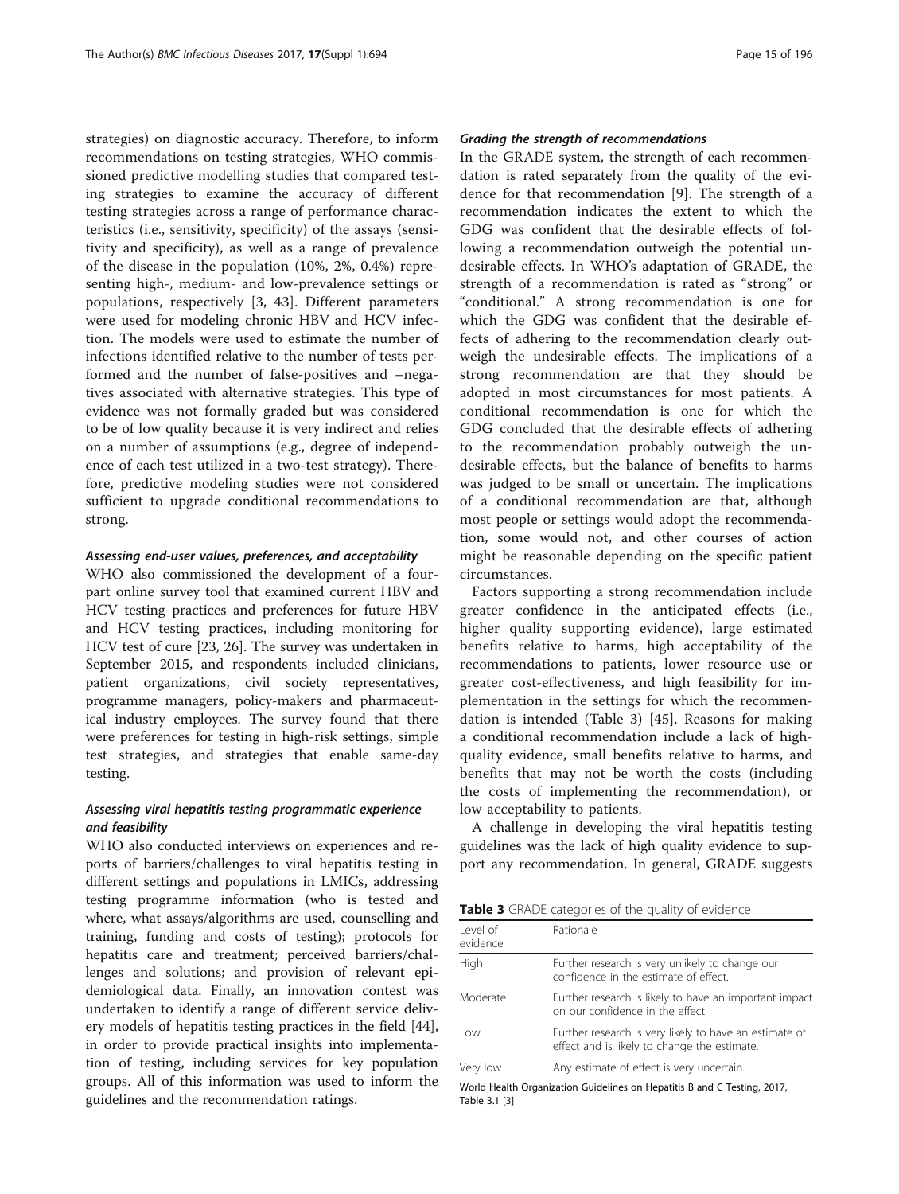strategies) on diagnostic accuracy. Therefore, to inform recommendations on testing strategies, WHO commissioned predictive modelling studies that compared testing strategies to examine the accuracy of different testing strategies across a range of performance characteristics (i.e., sensitivity, specificity) of the assays (sensitivity and specificity), as well as a range of prevalence of the disease in the population (10%, 2%, 0.4%) representing high-, medium- and low-prevalence settings or populations, respectively [3, 43]. Different parameters were used for modeling chronic HBV and HCV infection. The models were used to estimate the number of infections identified relative to the number of tests performed and the number of false-positives and –negatives associated with alternative strategies. This type of evidence was not formally graded but was considered to be of low quality because it is very indirect and relies on a number of assumptions (e.g., degree of independence of each test utilized in a two-test strategy). Therefore, predictive modeling studies were not considered sufficient to upgrade conditional recommendations to strong.

#### *Assessing end-user values, preferences, and acceptability*

WHO also commissioned the development of a four-part online survey tool that examined current HBV and HCV testing practices and preferences for future HBV and HCV testing practices, including monitoring for HCV test of cure [23, 26]. The survey was undertaken in September 2015, and respondents included clinicians, patient organizations, civil society representatives, programme managers, policy-makers and pharmaceutical industry employees. The survey found that there were preferences for testing in high-risk settings, simple test strategies, and strategies that enable same-day testing.

#### *Assessing viral hepatitis testing programmatic experience and feasibility*

WHO also conducted interviews on experiences and reports of barriers/challenges to viral hepatitis testing in different settings and populations in LMICs, addressing testing programme information (who is tested and where, what assays/algorithms are used, counselling and training, funding and costs of testing); protocols for hepatitis care and treatment; perceived barriers/challenges and solutions; and provision of relevant epidemiological data. Finally, an innovation contest was undertaken to identify a range of different service delivery models of hepatitis testing practices in the field [44], in order to provide practical insights into implementation of testing, including services for key population groups. All of this information was used to inform the guidelines and the recommendation ratings.

#### *Grading the strength of recommendations*

In the GRADE system, the strength of each recommendation is rated separately from the quality of the evidence for that recommendation [9]. The strength of a recommendation indicates the extent to which the GDG was confident that the desirable effects of following a recommendation outweigh the potential undesirable effects. In WHO's adaptation of GRADE, the strength of a recommendation is rated as "strong" or "conditional." A strong recommendation is one for which the GDG was confident that the desirable effects of adhering to the recommendation clearly outweigh the undesirable effects. The implications of a strong recommendation are that they should be adopted in most circumstances for most patients. A conditional recommendation is one for which the GDG concluded that the desirable effects of adhering to the recommendation probably outweigh the undesirable effects, but the balance of benefits to harms was judged to be small or uncertain. The implications of a conditional recommendation are that, although most people or settings would adopt the recommendation, some would not, and other courses of action might be reasonable depending on the specific patient circumstances.

Factors supporting a strong recommendation include greater confidence in the anticipated effects (i.e., higher quality supporting evidence), large estimated benefits relative to harms, high acceptability of the recommendations to patients, lower resource use or greater cost-effectiveness, and high feasibility for implementation in the settings for which the recommendation is intended (Table 3) [45]. Reasons for making a conditional recommendation include a lack of high-quality evidence, small benefits relative to harms, and benefits that may not be worth the costs (including the costs of implementing the recommendation), or low acceptability to patients.

A challenge in developing the viral hepatitis testing guidelines was the lack of high quality evidence to support any recommendation. In general, GRADE suggests

**Table 3** GRADE categories of the quality of evidence

| Level of evidence | Rationale |
|---|---|
| High | Further research is very unlikely to change our confidence in the estimate of effect. |
| Moderate | Further research is likely to have an important impact on our confidence in the effect. |
| Low | Further research is very likely to have an estimate of effect and is likely to change the estimate. |
| Very low | Any estimate of effect is very uncertain. |

World Health Organization Guidelines on Hepatitis B and C Testing, 2017, Table 3.1 [3]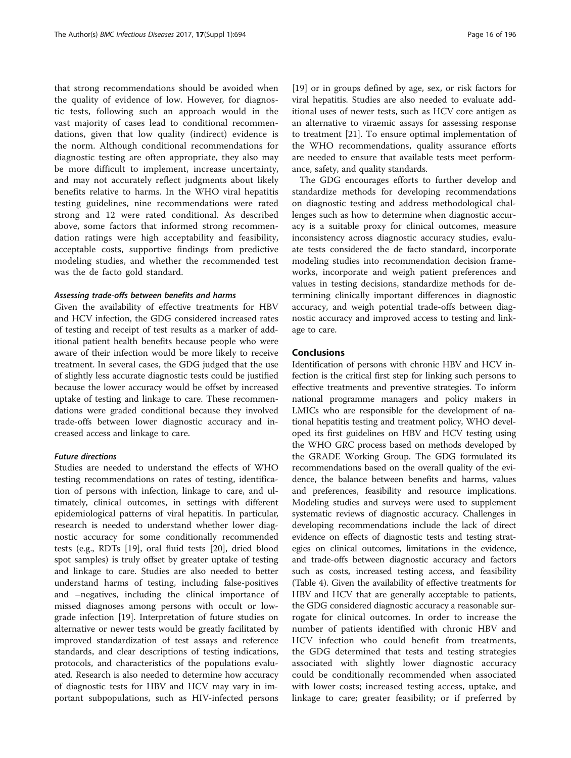that strong recommendations should be avoided when the quality of evidence of low. However, for diagnostic tests, following such an approach would in the vast majority of cases lead to conditional recommendations, given that low quality (indirect) evidence is the norm. Although conditional recommendations for diagnostic testing are often appropriate, they also may be more difficult to implement, increase uncertainty, and may not accurately reflect judgments about likely benefits relative to harms. In the WHO viral hepatitis testing guidelines, nine recommendations were rated strong and 12 were rated conditional. As described above, some factors that informed strong recommendation ratings were high acceptability and feasibility, acceptable costs, supportive findings from predictive modeling studies, and whether the recommended test was the de facto gold standard.

#### *Assessing trade-offs between benefits and harms*

Given the availability of effective treatments for HBV and HCV infection, the GDG considered increased rates of testing and receipt of test results as a marker of additional patient health benefits because people who were aware of their infection would be more likely to receive treatment. In several cases, the GDG judged that the use of slightly less accurate diagnostic tests could be justified because the lower accuracy would be offset by increased uptake of testing and linkage to care. These recommendations were graded conditional because they involved trade-offs between lower diagnostic accuracy and increased access and linkage to care.

#### *Future directions*

Studies are needed to understand the effects of WHO testing recommendations on rates of testing, identification of persons with infection, linkage to care, and ultimately, clinical outcomes, in settings with different epidemiological patterns of viral hepatitis. In particular, research is needed to understand whether lower diagnostic accuracy for some conditionally recommended tests (e.g., RDTs [19], oral fluid tests [20], dried blood spot samples) is truly offset by greater uptake of testing and linkage to care. Studies are also needed to better understand harms of testing, including false-positives and –negatives, including the clinical importance of missed diagnoses among persons with occult or low-grade infection [19]. Interpretation of future studies on alternative or newer tests would be greatly facilitated by improved standardization of test assays and reference standards, and clear descriptions of testing indications, protocols, and characteristics of the populations evaluated. Research is also needed to determine how accuracy of diagnostic tests for HBV and HCV may vary in important subpopulations, such as HIV-infected persons [19] or in groups defined by age, sex, or risk factors for viral hepatitis. Studies are also needed to evaluate additional uses of newer tests, such as HCV core antigen as an alternative to viraemic assays for assessing response to treatment [21]. To ensure optimal implementation of the WHO recommendations, quality assurance efforts are needed to ensure that available tests meet performance, safety, and quality standards.

The GDG encourages efforts to further develop and standardize methods for developing recommendations on diagnostic testing and address methodological challenges such as how to determine when diagnostic accuracy is a suitable proxy for clinical outcomes, measure inconsistency across diagnostic accuracy studies, evaluate tests considered the de facto standard, incorporate modeling studies into recommendation decision frameworks, incorporate and weigh patient preferences and values in testing decisions, standardize methods for determining clinically important differences in diagnostic accuracy, and weigh potential trade-offs between diagnostic accuracy and improved access to testing and linkage to care.

## Conclusions

Identification of persons with chronic HBV and HCV infection is the critical first step for linking such persons to effective treatments and preventive strategies. To inform national programme managers and policy makers in LMICs who are responsible for the development of national hepatitis testing and treatment policy, WHO developed its first guidelines on HBV and HCV testing using the WHO GRC process based on methods developed by the GRADE Working Group. The GDG formulated its recommendations based on the overall quality of the evidence, the balance between benefits and harms, values and preferences, feasibility and resource implications. Modeling studies and surveys were used to supplement systematic reviews of diagnostic accuracy. Challenges in developing recommendations include the lack of direct evidence on effects of diagnostic tests and testing strategies on clinical outcomes, limitations in the evidence, and trade-offs between diagnostic accuracy and factors such as costs, increased testing access, and feasibility (Table 4). Given the availability of effective treatments for HBV and HCV that are generally acceptable to patients, the GDG considered diagnostic accuracy a reasonable surrogate for clinical outcomes. In order to increase the number of patients identified with chronic HBV and HCV infection who could benefit from treatments, the GDG determined that tests and testing strategies associated with slightly lower diagnostic accuracy could be conditionally recommended when associated with lower costs; increased testing access, uptake, and linkage to care; greater feasibility; or if preferred by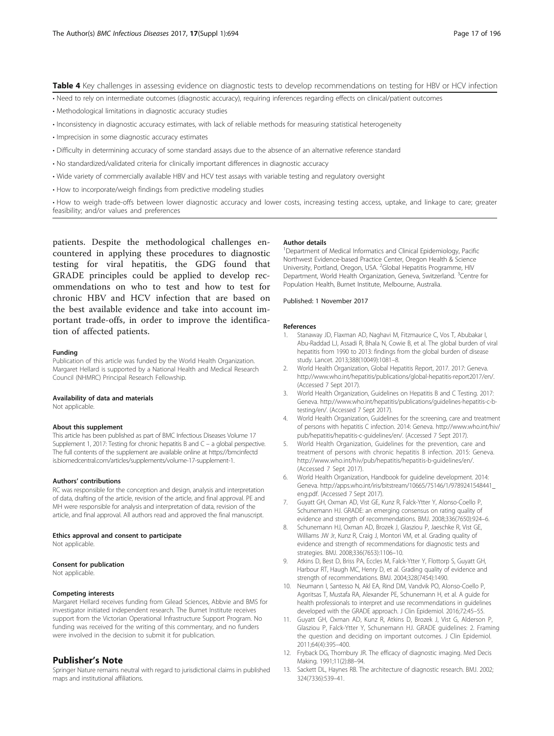**Table 4** Key challenges in assessing evidence on diagnostic tests to develop recommendations on testing for HBV or HCV infection

| |
|---|
| • Need to rely on intermediate outcomes (diagnostic accuracy), requiring inferences regarding effects on clinical/patient outcomes |
| • Methodological limitations in diagnostic accuracy studies |
| • Inconsistency in diagnostic accuracy estimates, with lack of reliable methods for measuring statistical heterogeneity |
| • Imprecision in some diagnostic accuracy estimates |
| • Difficulty in determining accuracy of some standard assays due to the absence of an alternative reference standard |
| • No standardized/validated criteria for clinically important differences in diagnostic accuracy |
| • Wide variety of commercially available HBV and HCV test assays with variable testing and regulatory oversight |
| • How to incorporate/weigh findings from predictive modeling studies |
| • How to weigh trade-offs between lower diagnostic accuracy and lower costs, increasing testing access, uptake, and linkage to care; greater feasibility; and/or values and preferences |

patients. Despite the methodological challenges encountered in applying these procedures to diagnostic testing for viral hepatitis, the GDG found that GRADE principles could be applied to develop recommendations on who to test and how to test for chronic HBV and HCV infection that are based on the best available evidence and take into account important trade-offs, in order to improve the identification of affected patients.

#### Funding
Publication of this article was funded by the World Health Organization. Margaret Hellard is supported by a National Health and Medical Research Council (NHMRC) Principal Research Fellowship.

#### Availability of data and materials
Not applicable.

#### About this supplement
This article has been published as part of BMC Infectious Diseases Volume 17 Supplement 1, 2017: Testing for chronic hepatitis B and C – a global perspective. The full contents of the supplement are available online at https://bmcinfectdis.biomedcentral.com/articles/supplements/volume-17-supplement-1.

#### Authors' contributions
RC was responsible for the conception and design, analysis and interpretation of data, drafting of the article, revision of the article, and final approval. PE and MH were responsible for analysis and interpretation of data, revision of the article, and final approval. All authors read and approved the final manuscript.

#### Ethics approval and consent to participate
Not applicable.

#### Consent for publication
Not applicable.

#### Competing interests
Margaret Hellard receives funding from Gilead Sciences, Abbvie and BMS for investigator initiated independent research. The Burnet Institute receives support from the Victorian Operational Infrastructure Support Program. No funding was received for the writing of this commentary, and no funders were involved in the decision to submit it for publication.

## Publisher's Note
Springer Nature remains neutral with regard to jurisdictional claims in published maps and institutional affiliations.

#### Author details
[1]Department of Medical Informatics and Clinical Epidemiology, Pacific Northwest Evidence-based Practice Center, Oregon Health & Science University, Portland, Oregon, USA. [2]Global Hepatitis Programme, HIV Department, World Health Organization, Geneva, Switzerland. [3]Centre for Population Health, Burnet Institute, Melbourne, Australia.

Published: 1 November 2017

#### References
1. Stanaway JD, Flaxman AD, Naghavi M, Fitzmaurice C, Vos T, Abubakar I, Abu-Raddad LJ, Assadi R, Bhala N, Cowie B, et al. The global burden of viral hepatitis from 1990 to 2013: findings from the global burden of disease study. Lancet. 2013;388(10049):1081–8.
2. World Health Organization, Global Hepatitis Report, 2017. 2017: Geneva. http://www.who.int/hepatitis/publications/global-hepatitis-report2017/en/. (Accessed 7 Sept 2017).
3. World Health Organization, Guidelines on Hepatitis B and C Testing. 2017: Geneva. http://www.who.int/hepatitis/publications/guidelines-hepatitis-c-b-testing/en/. (Accessed 7 Sept 2017).
4. World Health Organization, Guidelines for the screening, care and treatment of persons with hepatitis C infection. 2014: Geneva. http://www.who.int/hiv/pub/hepatitis/hepatitis-c-guidelines/en/. (Accessed 7 Sept 2017).
5. World Health Organization, Guidelines for the prevention, care and treatment of persons with chronic hepatitis B infection. 2015: Geneva. http://www.who.int/hiv/pub/hepatitis/hepatitis-b-guidelines/en/. (Accessed 7 Sept 2017).
6. World Health Organization, Handbook for guideline development. 2014: Geneva. http://apps.who.int/iris/bitstream/10665/75146/1/9789241548441_eng.pdf. (Accessed 7 Sept 2017).
7. Guyatt GH, Oxman AD, Vist GE, Kunz R, Falck-Ytter Y, Alonso-Coello P, Schunemann HJ. GRADE: an emerging consensus on rating quality of evidence and strength of recommendations. BMJ. 2008;336(7650):924–6.
8. Schunemann HJ, Oxman AD, Brozek J, Glasziou P, Jaeschke R, Vist GE, Williams JW Jr, Kunz R, Craig J, Montori VM, et al. Grading quality of evidence and strength of recommendations for diagnostic tests and strategies. BMJ. 2008;336(7653):1106–10.
9. Atkins D, Best D, Briss PA, Eccles M, Falck-Ytter Y, Flottorp S, Guyatt GH, Harbour RT, Haugh MC, Henry D, et al. Grading quality of evidence and strength of recommendations. BMJ. 2004;328(7454):1490.
10. Neumann I, Santesso N, Akl EA, Rind DM, Vandvik PO, Alonso-Coello P, Agoritsas T, Mustafa RA, Alexander PE, Schunemann H, et al. A guide for health professionals to interpret and use recommendations in guidelines developed with the GRADE approach. J Clin Epidemiol. 2016;72:45–55.
11. Guyatt GH, Oxman AD, Kunz R, Atkins D, Brozek J, Vist G, Alderson P, Glasziou P, Falck-Ytter Y, Schunemann HJ. GRADE guidelines: 2. Framing the question and deciding on important outcomes. J Clin Epidemiol. 2011;64(4):395–400.
12. Fryback DG, Thornbury JR. The efficacy of diagnostic imaging. Med Decis Making. 1991;11(2):88–94.
13. Sackett DL, Haynes RB. The architecture of diagnostic research. BMJ. 2002;324(7336):539–41.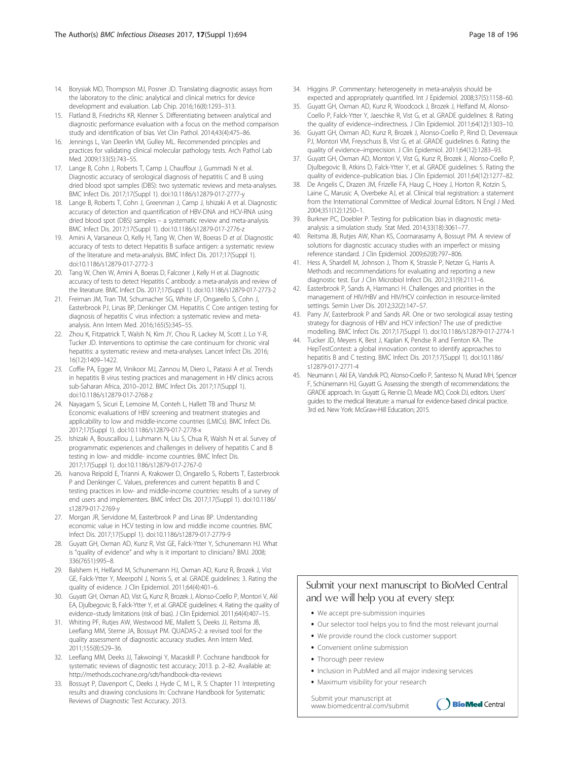14. Borysiak MD, Thompson MJ, Posner JD. Translating diagnostic assays from the laboratory to the clinic: analytical and clinical metrics for device development and evaluation. Lab Chip. 2016;16(8):1293–313.
15. Flatland B, Friedrichs KR, Klenner S. Differentiating between analytical and diagnostic performance evaluation with a focus on the method comparison study and identification of bias. Vet Clin Pathol. 2014;43(4):475–86.
16. Jennings L, Van Deerlin VM, Gulley ML. Recommended principles and practices for validating clinical molecular pathology tests. Arch Pathol Lab Med. 2009;133(5):743–55.
17. Lange B, Cohn J, Roberts T, Camp J, Chauffour J, Gummadi N et al. Diagnostic accuracy of serological diagnosis of hepatitis C and B using dried blood spot samples (DBS): two systematic reviews and meta-analyses. BMC Infect Dis. 2017;17(Suppl 1). doi:10.1186/s12879-017-2777-y
18. Lange B, Roberts T, Cohn J, Greenman J, Camp J, Ishizaki A et al. Diagnostic accuracy of detection and quantification of HBV-DNA and HCV-RNA using dried blood spot (DBS) samples – a systematic review and meta-analysis. BMC Infect Dis. 2017;17(Suppl 1). doi:10.1186/s12879-017-2776-z
19. Amini A, Varsaneux O, Kelly H, Tang W, Chen W, Boeras D *et al*. Diagnostic accuracy of tests to detect Hepatitis B surface antigen: a systematic review of the literature and meta-analysis. BMC Infect Dis. 2017;17(Suppl 1). doi:10.1186/s12879-017-2772-3
20. Tang W, Chen W, Amini A, Boeras D, Falconer J, Kelly H et al. Diagnostic accuracy of tests to detect Hepatitis C antibody: a meta-analysis and review of the literature. BMC Infect Dis. 2017;17(Suppl 1). doi:10.1186/s12879-017-2773-2
21. Freiman JM, Tran TM, Schumacher SG, White LF, Ongarello S, Cohn J, Easterbrook PJ, Linas BP, Denkinger CM. Hepatitis C Core antigen testing for diagnosis of hepatitis C virus infection: a systematic review and meta-analysis. Ann Intern Med. 2016;165(5):345–55.
22. Zhou K, Fitzpatrick T, Walsh N, Kim JY, Chou R, Lackey M, Scott J, Lo Y-R, Tucker JD. Interventions to optimise the care continuum for chronic viral hepatitis: a systematic review and meta-analyses. Lancet Infect Dis. 2016; 16(12):1409–1422.
23. Coffie PA, Egger M, Vinikoor MJ, Zannou M, Diero L, Patassi A *et al*. Trends in hepatitis B virus testing practices and management in HIV clinics across sub-Saharan Africa, 2010–2012. BMC Infect Dis. 2017;17(Suppl 1). doi:10.1186/s12879-017-2768-z
24. Nayagam S, Sicuri E, Lemoine M, Conteh L, Hallett TB and Thursz M: Economic evaluations of HBV screening and treatment strategies and applicability to low and middle-income countries (LMICs). BMC Infect Dis. 2017;17(Suppl 1). doi:10.1186/s12879-017-2778-x
25. Ishizaki A, Bouscaillou J, Luhmann N, Liu S, Chua R, Walsh N et al. Survey of programmatic experiences and challenges in delivery of hepatitis C and B testing in low- and middle- income countries. BMC Infect Dis. 2017;17(Suppl 1). doi:10.1186/s12879-017-2767-0
26. Ivanova Reipold E, Trianni A, Krakower D, Ongarello S, Roberts T, Easterbrook P and Denkinger C. Values, preferences and current hepatitis B and C testing practices in low- and middle-income countries: results of a survey of end users and implementers. BMC Infect Dis. 2017;17(Suppl 1). doi:10.1186/s12879-017-2769-y
27. Morgan JR, Servidone M, Easterbrook P and Linas BP. Understanding economic value in HCV testing in low and middle income countries. BMC Infect Dis. 2017;17(Suppl 1). doi:10.1186/s12879-017-2779-9
28. Guyatt GH, Oxman AD, Kunz R, Vist GE, Falck-Ytter Y, Schunemann HJ. What is "quality of evidence" and why is it important to clinicians? BMJ. 2008; 336(7651):995–8.
29. Balshem H, Helfand M, Schunemann HJ, Oxman AD, Kunz R, Brozek J, Vist GE, Falck-Ytter Y, Meerpohl J, Norris S, et al. GRADE guidelines: 3. Rating the quality of evidence. J Clin Epidemiol. 2011;64(4):401–6.
30. Guyatt GH, Oxman AD, Vist G, Kunz R, Brozek J, Alonso-Coello P, Montori V, Akl EA, Djulbegovic B, Falck-Ytter Y, et al. GRADE guidelines: 4. Rating the quality of evidence–study limitations (risk of bias). J Clin Epidemiol. 2011;64(4):407–15.
31. Whiting PF, Rutjes AW, Westwood ME, Mallett S, Deeks JJ, Reitsma JB, Leeflang MM, Sterne JA, Bossuyt PM. QUADAS-2: a revised tool for the quality assessment of diagnostic accuracy studies. Ann Intern Med. 2011;155(8):529–36.
32. Leeflang MM, Deeks JJ, Takwoingi Y, Macaskill P. Cochrane handbook for systematic reviews of diagnostic test accuracy; 2013. p. 2–82. Available at: http://methods.cochrane.org/sdt/handbook-dta-reviews
33. Bossuyt P, Davenport C, Deeks J, Hyde C, M L, R. S: Chapter 11 Interpreting results and drawing conclusions In: Cochrane Handbook for Systematic Reviews of Diagnostic Test Accuracy. 2013.
34. Higgins JP. Commentary: heterogeneity in meta-analysis should be expected and appropriately quantified. Int J Epidemiol. 2008;37(5):1158–60.
35. Guyatt GH, Oxman AD, Kunz R, Woodcock J, Brozek J, Helfand M, Alonso-Coello P, Falck-Ytter Y, Jaeschke R, Vist G, et al. GRADE guidelines: 8. Rating the quality of evidence–indirectness. J Clin Epidemiol. 2011;64(12):1303–10.
36. Guyatt GH, Oxman AD, Kunz R, Brozek J, Alonso-Coello P, Rind D, Devereaux PJ, Montori VM, Freyschuss B, Vist G, et al. GRADE guidelines 6. Rating the quality of evidence–imprecision. J Clin Epidemiol. 2011;64(12):1283–93.
37. Guyatt GH, Oxman AD, Montori V, Vist G, Kunz R, Brozek J, Alonso-Coello P, Djulbegovic B, Atkins D, Falck-Ytter Y, et al. GRADE guidelines: 5. Rating the quality of evidence–publication bias. J Clin Epidemiol. 2011;64(12):1277–82.
38. De Angelis C, Drazen JM, Frizelle FA, Haug C, Hoey J, Horton R, Kotzin S, Laine C, Marusic A, Overbeke AJ, et al. Clinical trial registration: a statement from the International Committee of Medical Journal Editors. N Engl J Med. 2004;351(12):1250–1.
39. Burkner PC, Doebler P. Testing for publication bias in diagnostic meta-analysis: a simulation study. Stat Med. 2014;33(18):3061–77.
40. Reitsma JB, Rutjes AW, Khan KS, Coomarasamy A, Bossuyt PM. A review of solutions for diagnostic accuracy studies with an imperfect or missing reference standard. J Clin Epidemiol. 2009;62(8):797–806.
41. Hess A, Shardell M, Johnson J, Thom K, Strassle P, Netzer G, Harris A. Methods and recommendations for evaluating and reporting a new diagnostic test. Eur J Clin Microbiol Infect Dis. 2012;31(9):2111–6.
42. Easterbrook P, Sands A, Harmanci H. Challenges and priorities in the management of HIV/HBV and HIV/HCV coinfection in resource-limited settings. Semin Liver Dis. 2012;32(2):147–57.
43. Parry JV, Easterbrook P and Sands AR. One or two serological assay testing strategy for diagnosis of HBV and HCV infection? The use of predictive modelling. BMC Infect Dis. 2017;17(Suppl 1). doi:10.1186/s12879-017-2774-1
44. Tucker JD, Meyers K, Best J, Kaplan K, Pendse R and Fenton KA. The HepTestContest: a global innovation contest to identify approaches to hepatitis B and C testing. BMC Infect Dis. 2017;17(Suppl 1). doi:10.1186/s12879-017-2771-4
45. Neumann I, Akl EA, Vandvik PO, Alonso-Coello P, Santesso N, Murad MH, Spencer F, Schünemann HJ, Guyatt G. Assessing the strength of recommendations: the GRADE approach. In: Guyatt G, Rennie D, Meade MO, Cook DJ, editors. Users' guides to the medical literature: a manual for evidence-based clinical practice. 3rd ed. New York: McGraw-Hill Education; 2015.

## Submit your next manuscript to BioMed Central and we will help you at every step:

- We accept pre-submission inquiries
- Our selector tool helps you to find the most relevant journal
- We provide round the clock customer support
- Convenient online submission
- Thorough peer review
- Inclusion in PubMed and all major indexing services
- Maximum visibility for your research

Submit your manuscript at www.biomedcentral.com/submit

BioMed Central